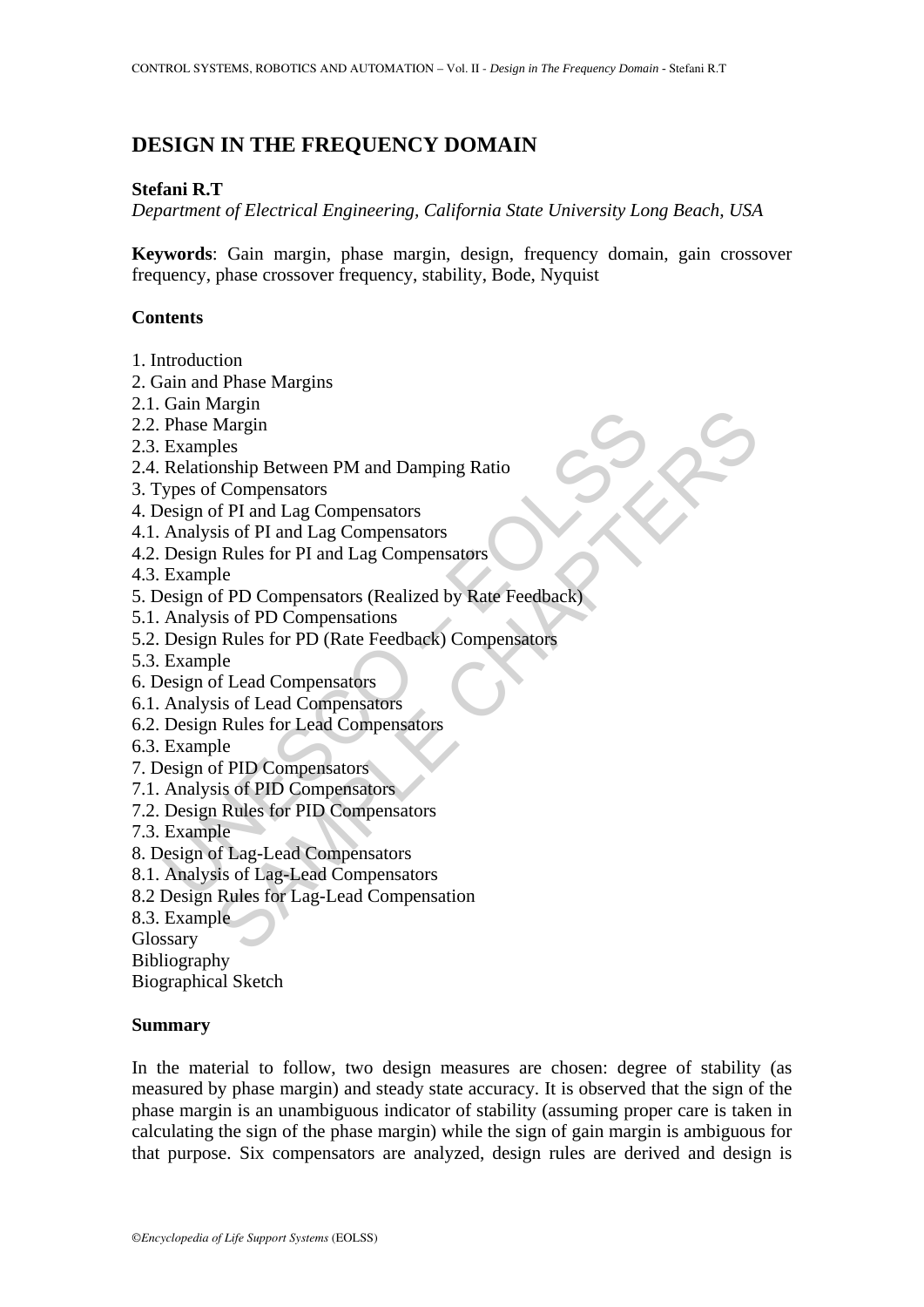# DESIGN IN THE FREQUENCY DOMAIN

**Stefani R.T**

*Department of Electrical Engineering, California State University Long Beach, USA*

**Keywords**: Gain margin, phase margin, design, frequency domain, gain crossover frequency, phase crossover frequency, stability, Bode, Nyquist

**Contents**

1. Introduction
2. Gain and Phase Margins
2.1. Gain Margin
2.2. Phase Margin
2.3. Examples
2.4. Relationship Between PM and Damping Ratio
3. Types of Compensators
4. Design of PI and Lag Compensators
4.1. Analysis of PI and Lag Compensators
4.2. Design Rules for PI and Lag Compensators
4.3. Example
5. Design of PD Compensators (Realized by Rate Feedback)
5.1. Analysis of PD Compensations
5.2. Design Rules for PD (Rate Feedback) Compensators
5.3. Example
6. Design of Lead Compensators
6.1. Analysis of Lead Compensators
6.2. Design Rules for Lead Compensators
6.3. Example
7. Design of PID Compensators
7.1. Analysis of PID Compensators
7.2. Design Rules for PID Compensators
7.3. Example
8. Design of Lag-Lead Compensators
8.1. Analysis of Lag-Lead Compensators
8.2 Design Rules for Lag-Lead Compensation
8.3. Example

Glossary
Bibliography
Biographical Sketch

**Summary**

In the material to follow, two design measures are chosen: degree of stability (as measured by phase margin) and steady state accuracy. It is observed that the sign of the phase margin is an unambiguous indicator of stability (assuming proper care is taken in calculating the sign of the phase margin) while the sign of gain margin is ambiguous for that purpose. Six compensators are analyzed, design rules are derived and design is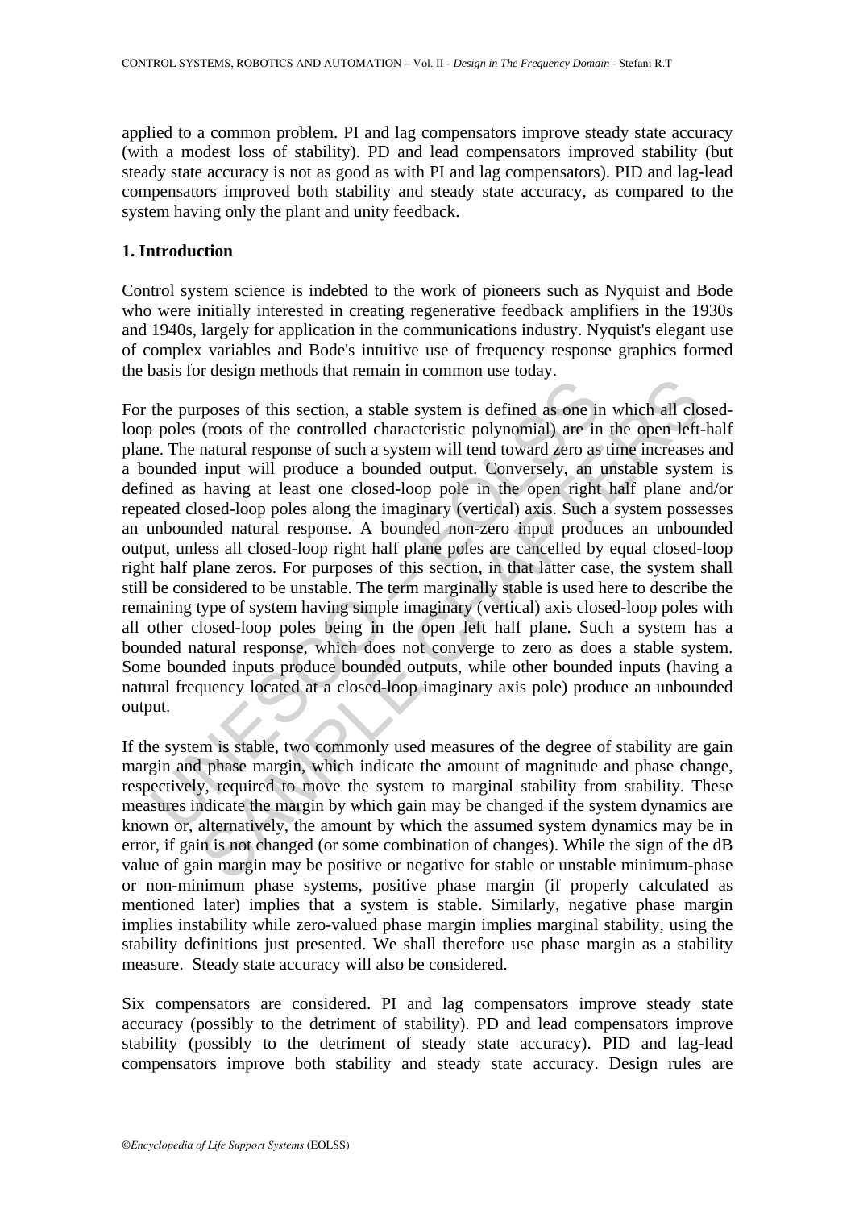applied to a common problem. PI and lag compensators improve steady state accuracy (with a modest loss of stability). PD and lead compensators improved stability (but steady state accuracy is not as good as with PI and lag compensators). PID and lag-lead compensators improved both stability and steady state accuracy, as compared to the system having only the plant and unity feedback.

## 1. Introduction

Control system science is indebted to the work of pioneers such as Nyquist and Bode who were initially interested in creating regenerative feedback amplifiers in the 1930s and 1940s, largely for application in the communications industry. Nyquist's elegant use of complex variables and Bode's intuitive use of frequency response graphics formed the basis for design methods that remain in common use today.

For the purposes of this section, a stable system is defined as one in which all closed-loop poles (roots of the controlled characteristic polynomial) are in the open left-half plane. The natural response of such a system will tend toward zero as time increases and a bounded input will produce a bounded output. Conversely, an unstable system is defined as having at least one closed-loop pole in the open right half plane and/or repeated closed-loop poles along the imaginary (vertical) axis. Such a system possesses an unbounded natural response. A bounded non-zero input produces an unbounded output, unless all closed-loop right half plane poles are cancelled by equal closed-loop right half plane zeros. For purposes of this section, in that latter case, the system shall still be considered to be unstable. The term marginally stable is used here to describe the remaining type of system having simple imaginary (vertical) axis closed-loop poles with all other closed-loop poles being in the open left half plane. Such a system has a bounded natural response, which does not converge to zero as does a stable system. Some bounded inputs produce bounded outputs, while other bounded inputs (having a natural frequency located at a closed-loop imaginary axis pole) produce an unbounded output.

If the system is stable, two commonly used measures of the degree of stability are gain margin and phase margin, which indicate the amount of magnitude and phase change, respectively, required to move the system to marginal stability from stability. These measures indicate the margin by which gain may be changed if the system dynamics are known or, alternatively, the amount by which the assumed system dynamics may be in error, if gain is not changed (or some combination of changes). While the sign of the dB value of gain margin may be positive or negative for stable or unstable minimum-phase or non-minimum phase systems, positive phase margin (if properly calculated as mentioned later) implies that a system is stable. Similarly, negative phase margin implies instability while zero-valued phase margin implies marginal stability, using the stability definitions just presented. We shall therefore use phase margin as a stability measure. Steady state accuracy will also be considered.

Six compensators are considered. PI and lag compensators improve steady state accuracy (possibly to the detriment of stability). PD and lead compensators improve stability (possibly to the detriment of steady state accuracy). PID and lag-lead compensators improve both stability and steady state accuracy. Design rules are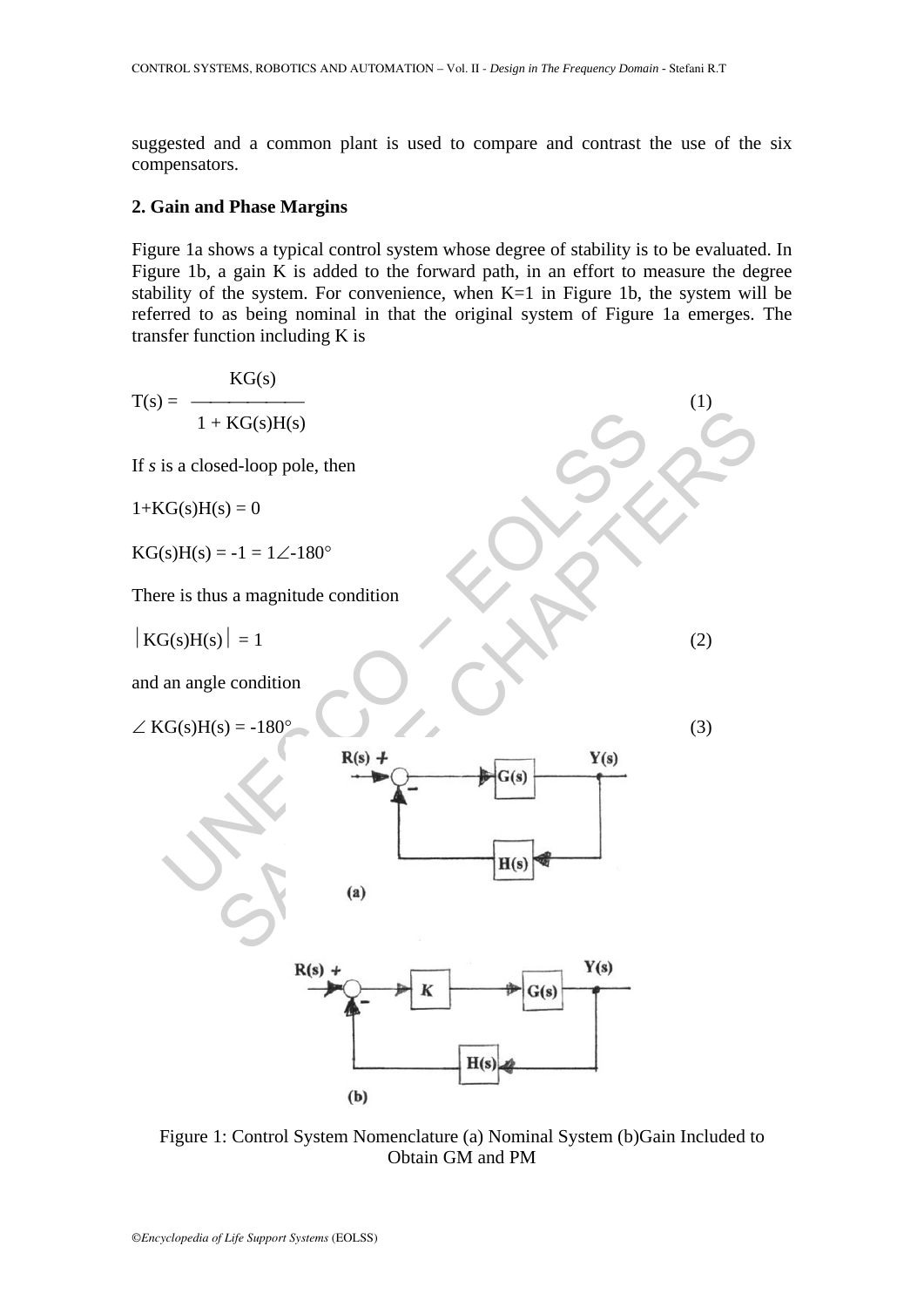suggested and a common plant is used to compare and contrast the use of the six compensators.

## 2. Gain and Phase Margins

Figure 1a shows a typical control system whose degree of stability is to be evaluated. In Figure 1b, a gain K is added to the forward path, in an effort to measure the degree stability of the system. For convenience, when K=1 in Figure 1b, the system will be referred to as being nominal in that the original system of Figure 1a emerges. The transfer function including K is

$$T(s) = \frac{KG(s)}{1 + KG(s)H(s)} \quad (1)$$

If *s* is a closed-loop pole, then

$$1+KG(s)H(s) = 0$$

$$KG(s)H(s) = -1 = 1\angle -180°$$

There is thus a magnitude condition

$$|KG(s)H(s)| = 1 \quad (2)$$

and an angle condition

$$\angle KG(s)H(s) = -180° \quad (3)$$

Figure 1: Control System Nomenclature (a) Nominal System (b)Gain Included to Obtain GM and PM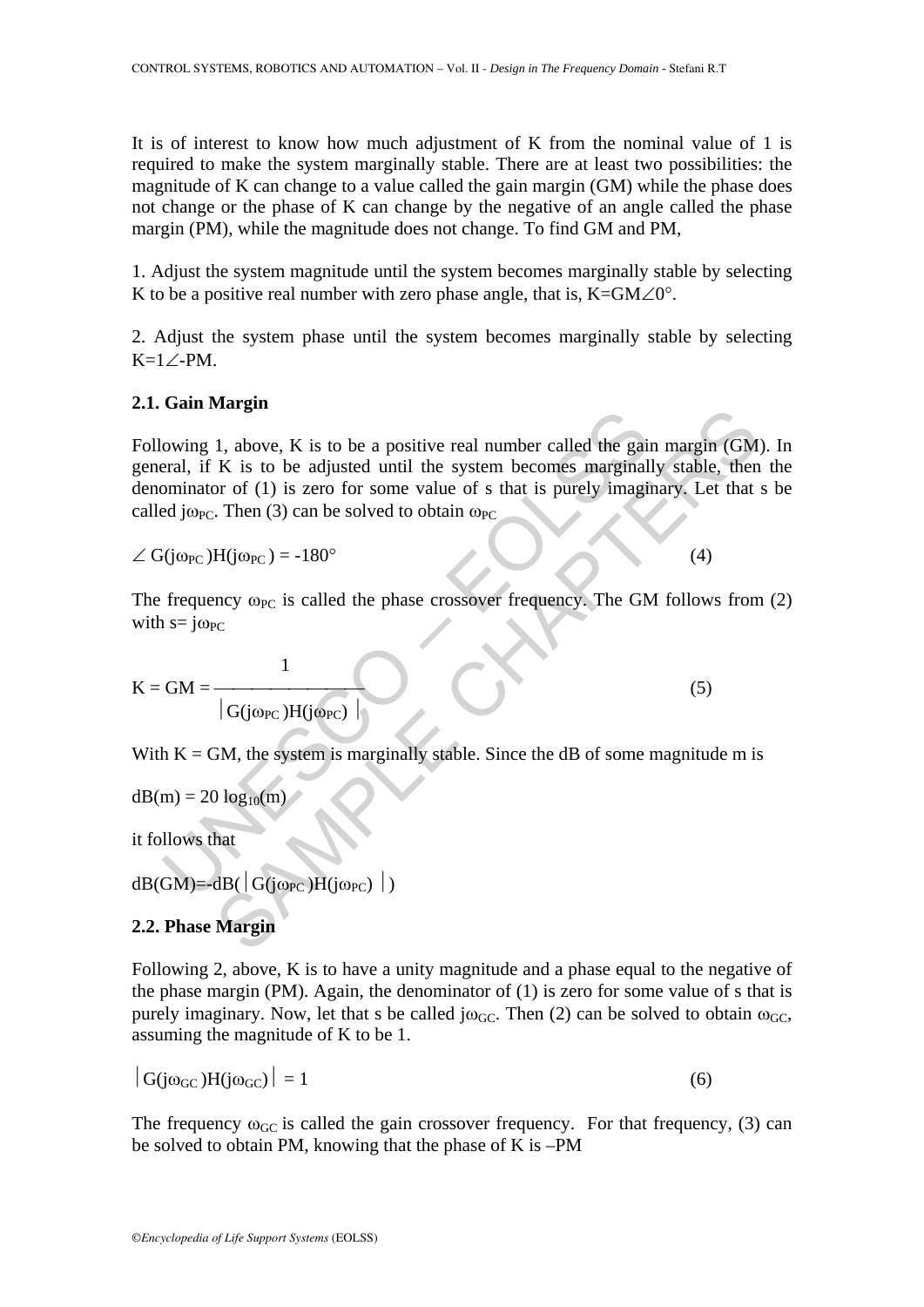It is of interest to know how much adjustment of K from the nominal value of 1 is required to make the system marginally stable. There are at least two possibilities: the magnitude of K can change to a value called the gain margin (GM) while the phase does not change or the phase of K can change by the negative of an angle called the phase margin (PM), while the magnitude does not change. To find GM and PM,

1. Adjust the system magnitude until the system becomes marginally stable by selecting K to be a positive real number with zero phase angle, that is, $K=GM\angle 0°$.

2. Adjust the system phase until the system becomes marginally stable by selecting $K=1\angle\text{-PM}$.

### 2.1. Gain Margin

Following 1, above, K is to be a positive real number called the gain margin (GM). In general, if K is to be adjusted until the system becomes marginally stable, then the denominator of (1) is zero for some value of s that is purely imaginary. Let that s be called $j\omega_{PC}$. Then (3) can be solved to obtain $\omega_{PC}$

$$\angle G(j\omega_{PC})H(j\omega_{PC}) = -180° \tag{4}$$

The frequency $\omega_{PC}$ is called the phase crossover frequency. The GM follows from (2) with $s= j\omega_{PC}$

$$K = GM = \frac{1}{|G(j\omega_{PC})H(j\omega_{PC})|} \tag{5}$$

With K = GM, the system is marginally stable. Since the dB of some magnitude m is

$dB(m) = 20 \log_{10}(m)$

it follows that

$dB(GM)=-dB(|G(j\omega_{PC})H(j\omega_{PC})|)$

### 2.2. Phase Margin

Following 2, above, K is to have a unity magnitude and a phase equal to the negative of the phase margin (PM). Again, the denominator of (1) is zero for some value of s that is purely imaginary. Now, let that s be called $j\omega_{GC}$. Then (2) can be solved to obtain $\omega_{GC}$, assuming the magnitude of K to be 1.

$$|G(j\omega_{GC})H(j\omega_{GC})| = 1 \tag{6}$$

The frequency $\omega_{GC}$ is called the gain crossover frequency. For that frequency, (3) can be solved to obtain PM, knowing that the phase of K is –PM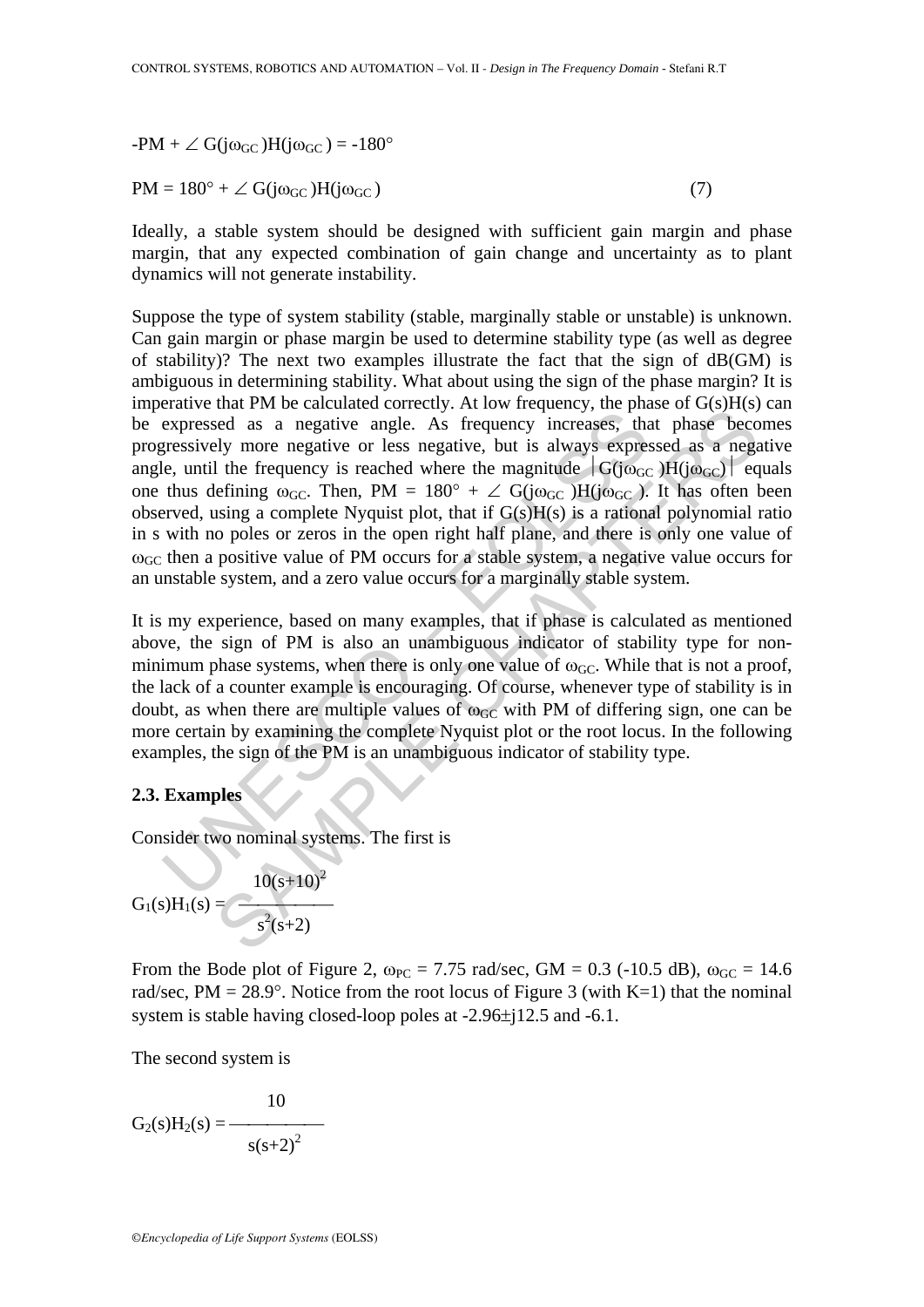$$-PM + \angle G(j\omega_{GC})H(j\omega_{GC}) = -180°$$

$$PM = 180° + \angle G(j\omega_{GC})H(j\omega_{GC}) \qquad (7)$$

Ideally, a stable system should be designed with sufficient gain margin and phase margin, that any expected combination of gain change and uncertainty as to plant dynamics will not generate instability.

Suppose the type of system stability (stable, marginally stable or unstable) is unknown. Can gain margin or phase margin be used to determine stability type (as well as degree of stability)? The next two examples illustrate the fact that the sign of dB(GM) is ambiguous in determining stability. What about using the sign of the phase margin? It is imperative that PM be calculated correctly. At low frequency, the phase of G(s)H(s) can be expressed as a negative angle. As frequency increases, that phase becomes progressively more negative or less negative, but is always expressed as a negative angle, until the frequency is reached where the magnitude $|G(j\omega_{GC})H(j\omega_{GC})|$ equals one thus defining $\omega_{GC}$. Then, $PM = 180° + \angle G(j\omega_{GC})H(j\omega_{GC})$. It has often been observed, using a complete Nyquist plot, that if G(s)H(s) is a rational polynomial ratio in s with no poles or zeros in the open right half plane, and there is only one value of $\omega_{GC}$ then a positive value of PM occurs for a stable system, a negative value occurs for an unstable system, and a zero value occurs for a marginally stable system.

It is my experience, based on many examples, that if phase is calculated as mentioned above, the sign of PM is also an unambiguous indicator of stability type for non-minimum phase systems, when there is only one value of $\omega_{GC}$. While that is not a proof, the lack of a counter example is encouraging. Of course, whenever type of stability is in doubt, as when there are multiple values of $\omega_{GC}$ with PM of differing sign, one can be more certain by examining the complete Nyquist plot or the root locus. In the following examples, the sign of the PM is an unambiguous indicator of stability type.

### 2.3. Examples

Consider two nominal systems. The first is

$$G_1(s)H_1(s) = \frac{10(s+10)^2}{s^2(s+2)}$$

From the Bode plot of Figure 2, $\omega_{PC} = 7.75$ rad/sec, GM = 0.3 (-10.5 dB), $\omega_{GC} = 14.6$ rad/sec, PM = 28.9°. Notice from the root locus of Figure 3 (with K=1) that the nominal system is stable having closed-loop poles at $-2.96 \pm j12.5$ and $-6.1$.

The second system is

$$G_2(s)H_2(s) = \frac{10}{s(s+2)^2}$$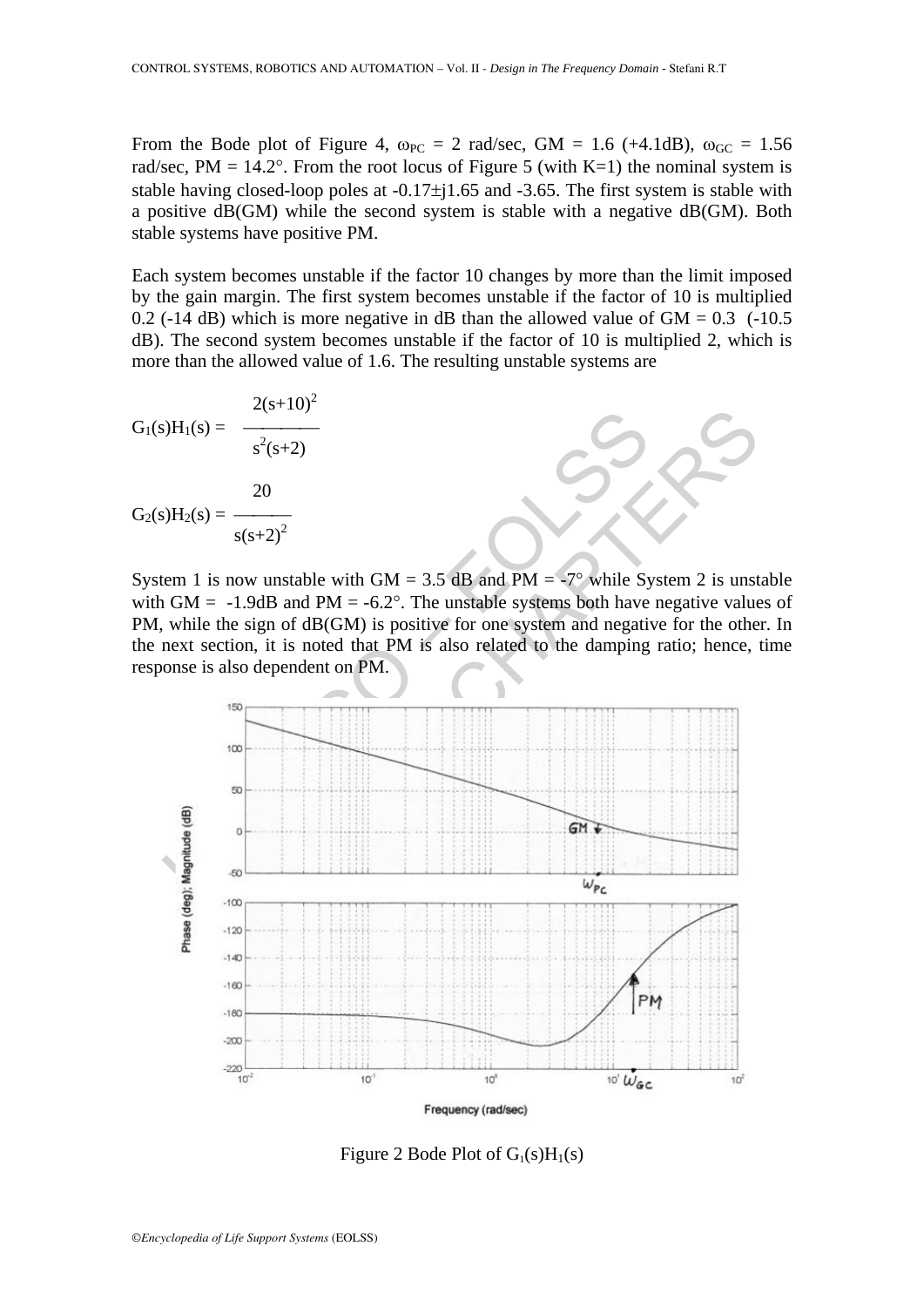From the Bode plot of Figure 4, $\omega_{PC}$ = 2 rad/sec, GM = 1.6 (+4.1dB), $\omega_{GC}$ = 1.56 rad/sec, PM = 14.2°. From the root locus of Figure 5 (with K=1) the nominal system is stable having closed-loop poles at -0.17±j1.65 and -3.65. The first system is stable with a positive dB(GM) while the second system is stable with a negative dB(GM). Both stable systems have positive PM.

Each system becomes unstable if the factor 10 changes by more than the limit imposed by the gain margin. The first system becomes unstable if the factor of 10 is multiplied 0.2 (-14 dB) which is more negative in dB than the allowed value of GM = 0.3 (-10.5 dB). The second system becomes unstable if the factor of 10 is multiplied 2, which is more than the allowed value of 1.6. The resulting unstable systems are

$$G_1(s)H_1(s) = \frac{2(s+10)^2}{s^2(s+2)}$$

$$G_2(s)H_2(s) = \frac{20}{s(s+2)^2}$$

System 1 is now unstable with GM = 3.5 dB and PM = -7° while System 2 is unstable with GM = -1.9dB and PM = -6.2°. The unstable systems both have negative values of PM, while the sign of dB(GM) is positive for one system and negative for the other. In the next section, it is noted that PM is also related to the damping ratio; hence, time response is also dependent on PM.

Figure 2 Bode Plot of $G_1(s)H_1(s)$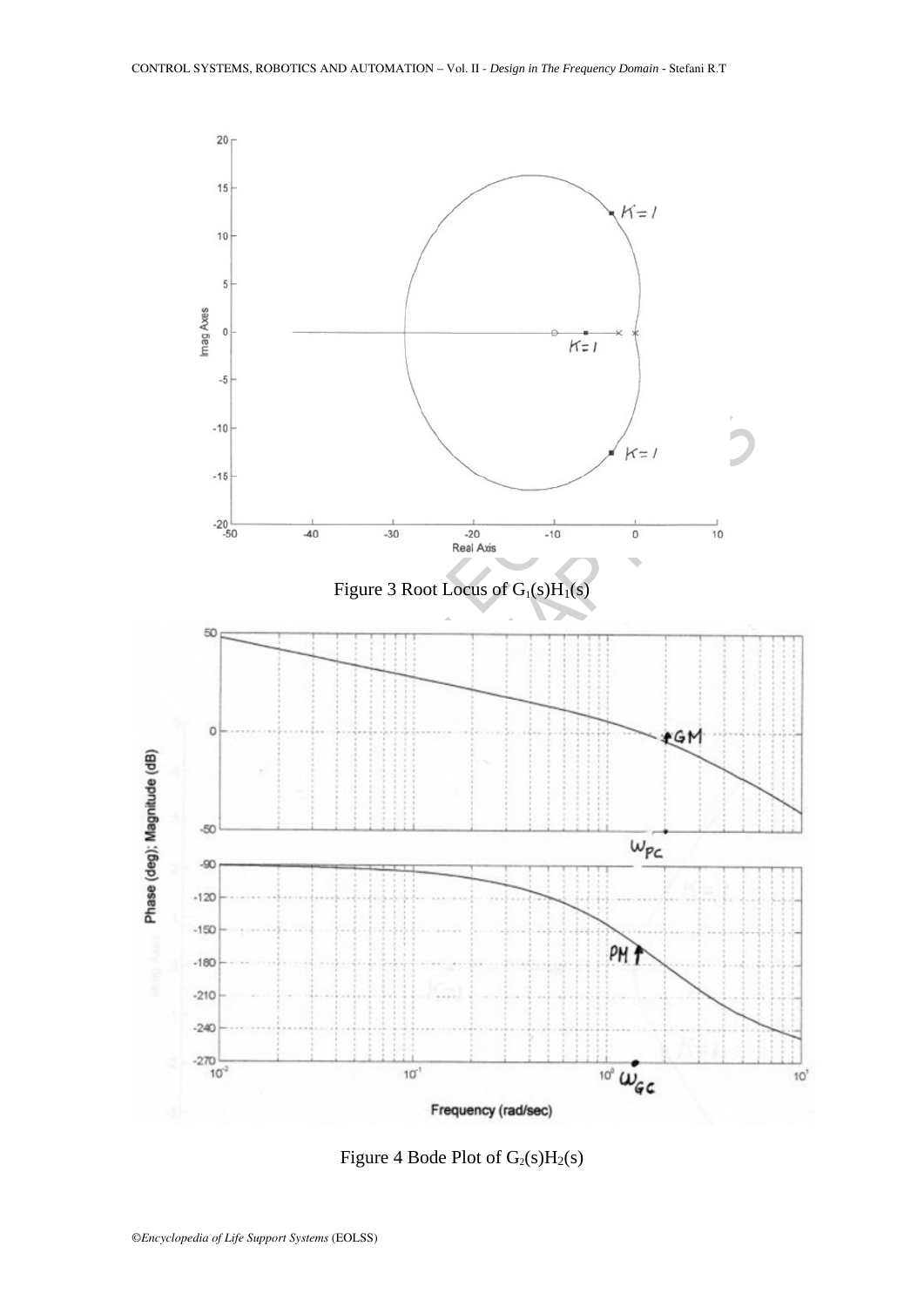Figure 3 Root Locus of $G_1(s)H_1(s)$

Figure 4 Bode Plot of $G_2(s)H_2(s)$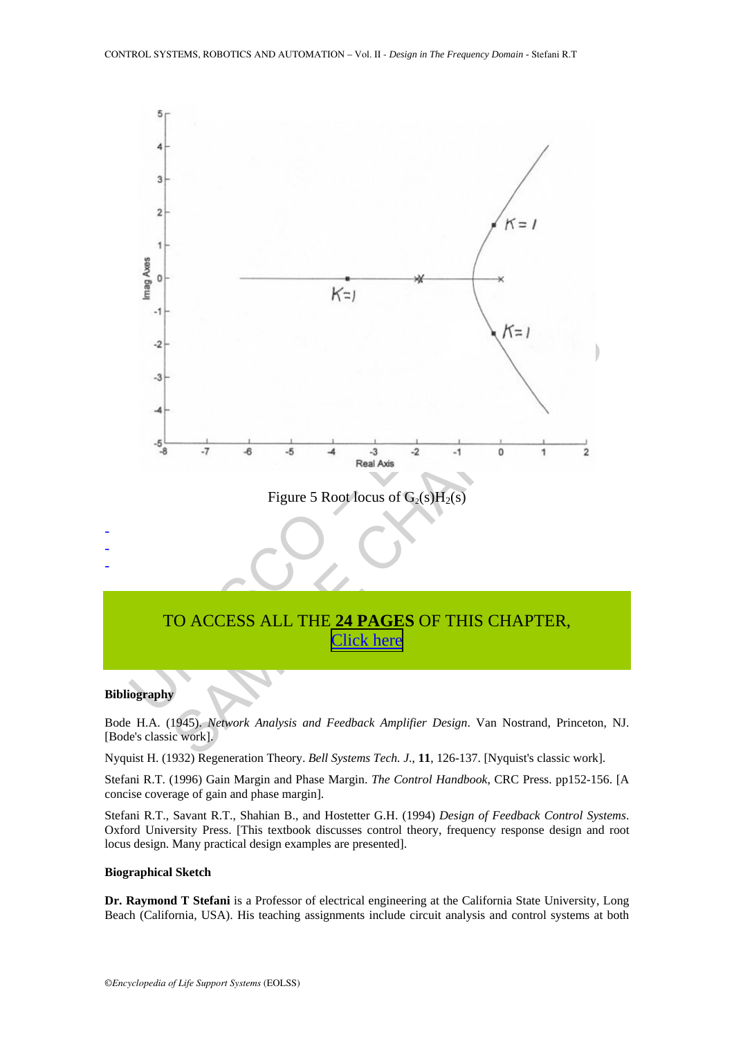Figure 5 Root locus of $G_2(s)H_2(s)$

-
-
-

TO ACCESS ALL THE **24 PAGES** OF THIS CHAPTER,
Click here

**Bibliography**

Bode H.A. (1945). *Network Analysis and Feedback Amplifier Design*. Van Nostrand, Princeton, NJ. [Bode's classic work].

Nyquist H. (1932) Regeneration Theory. *Bell Systems Tech. J.*, **11**, 126-137. [Nyquist's classic work].

Stefani R.T. (1996) Gain Margin and Phase Margin. *The Control Handbook*, CRC Press. pp152-156. [A concise coverage of gain and phase margin].

Stefani R.T., Savant R.T., Shahian B., and Hostetter G.H. (1994) *Design of Feedback Control Systems*. Oxford University Press. [This textbook discusses control theory, frequency response design and root locus design. Many practical design examples are presented].

**Biographical Sketch**

**Dr. Raymond T Stefani** is a Professor of electrical engineering at the California State University, Long Beach (California, USA). His teaching assignments include circuit analysis and control systems at both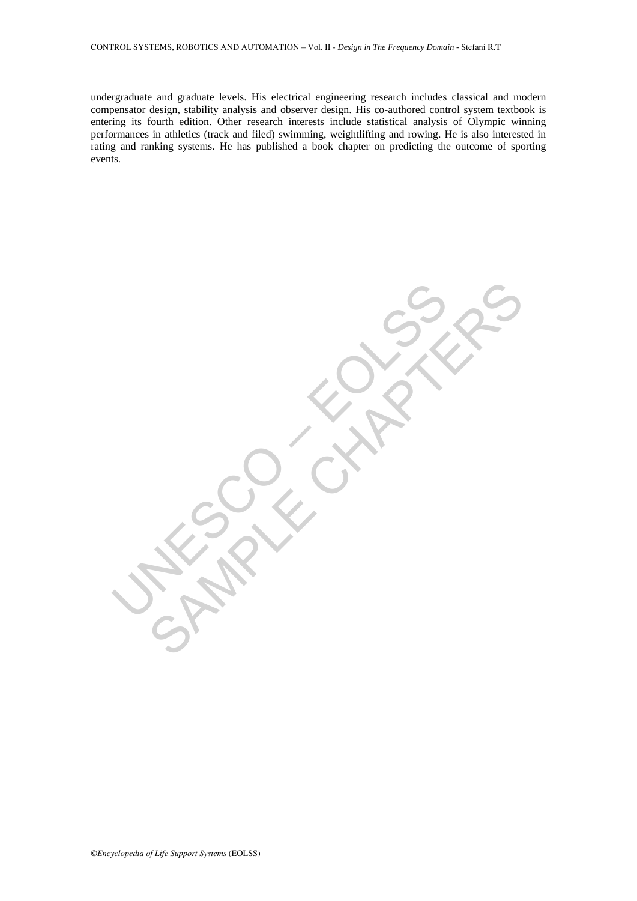undergraduate and graduate levels. His electrical engineering research includes classical and modern compensator design, stability analysis and observer design. His co-authored control system textbook is entering its fourth edition. Other research interests include statistical analysis of Olympic winning performances in athletics (track and filed) swimming, weightlifting and rowing. He is also interested in rating and ranking systems. He has published a book chapter on predicting the outcome of sporting events.